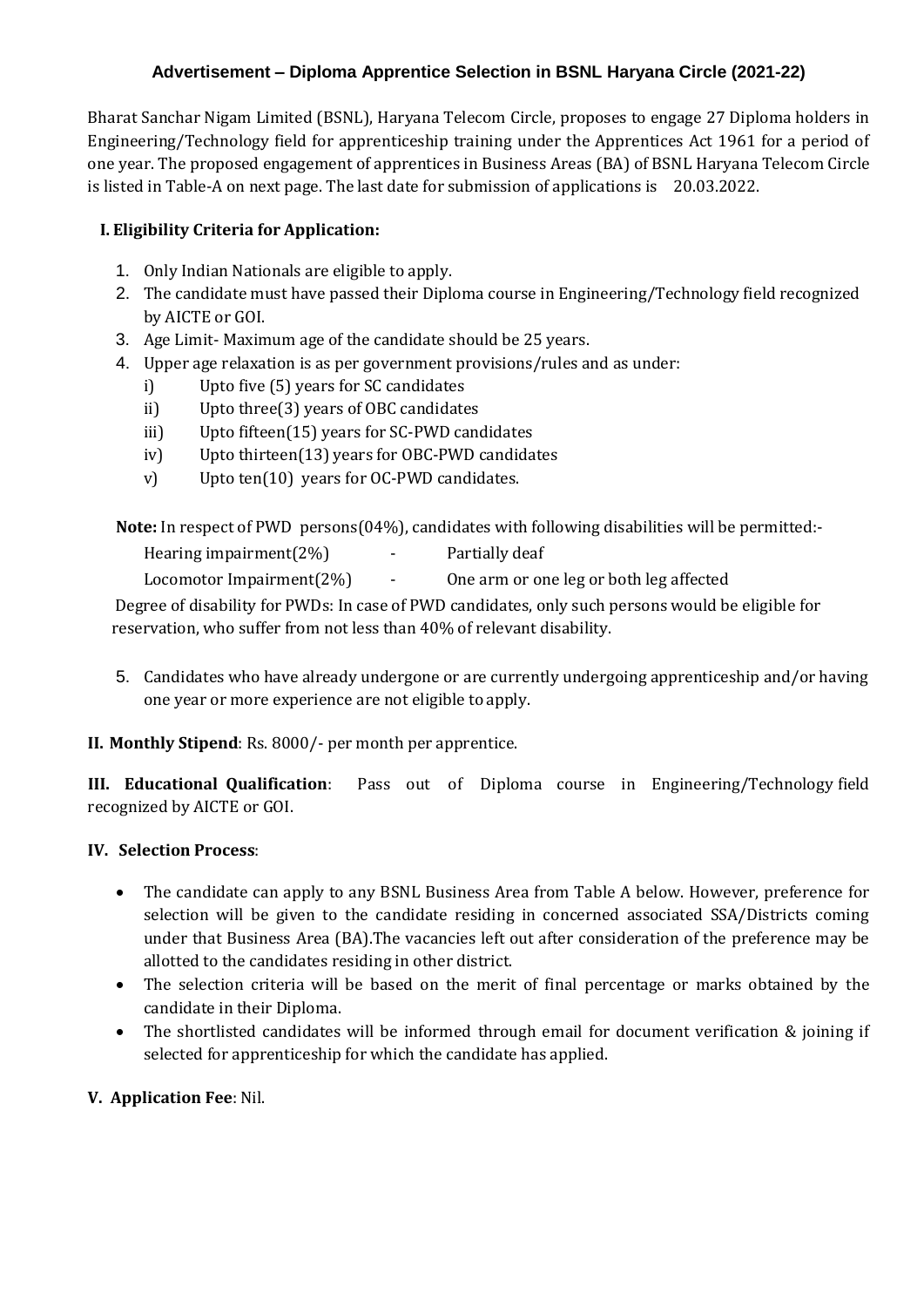# Advertisement – Diploma Apprentice Selection in BSNL Haryana Circle (2021-22)

Bharat Sanchar Nigam Limited (BSNL), Haryana Telecom Circle, proposes to engage 27 Diploma holders in Engineering/Technology field for apprenticeship training under the Apprentices Act 1961 for a period of one year. The proposed engagement of apprentices in Business Areas (BA) of BSNL Haryana Telecom Circle is listed in Table-A on next page. The last date for submission of applications is 20.03.2022.

## I. Eligibility Criteria for Application:

1. Only Indian Nationals are eligible to apply.
2. The candidate must have passed their Diploma course in Engineering/Technology field recognized by AICTE or GOI.
3. Age Limit- Maximum age of the candidate should be 25 years.
4. Upper age relaxation is as per government provisions/rules and as under:
   - i) Upto five (5) years for SC candidates
   - ii) Upto three(3) years of OBC candidates
   - iii) Upto fifteen(15) years for SC-PWD candidates
   - iv) Upto thirteen(13) years for OBC-PWD candidates
   - v) Upto ten(10) years for OC-PWD candidates.

**Note:** In respect of PWD persons(04%), candidates with following disabilities will be permitted:-

Hearing impairment(2%) - Partially deaf

Locomotor Impairment(2%) - One arm or one leg or both leg affected

Degree of disability for PWDs: In case of PWD candidates, only such persons would be eligible for reservation, who suffer from not less than 40% of relevant disability.

5. Candidates who have already undergone or are currently undergoing apprenticeship and/or having one year or more experience are not eligible to apply.

**II. Monthly Stipend**: Rs. 8000/- per month per apprentice.

**III. Educational Qualification**: Pass out of Diploma course in Engineering/Technology field recognized by AICTE or GOI.

## IV. Selection Process:

- The candidate can apply to any BSNL Business Area from Table A below. However, preference for selection will be given to the candidate residing in concerned associated SSA/Districts coming under that Business Area (BA).The vacancies left out after consideration of the preference may be allotted to the candidates residing in other district.
- The selection criteria will be based on the merit of final percentage or marks obtained by the candidate in their Diploma.
- The shortlisted candidates will be informed through email for document verification & joining if selected for apprenticeship for which the candidate has applied.

**V. Application Fee**: Nil.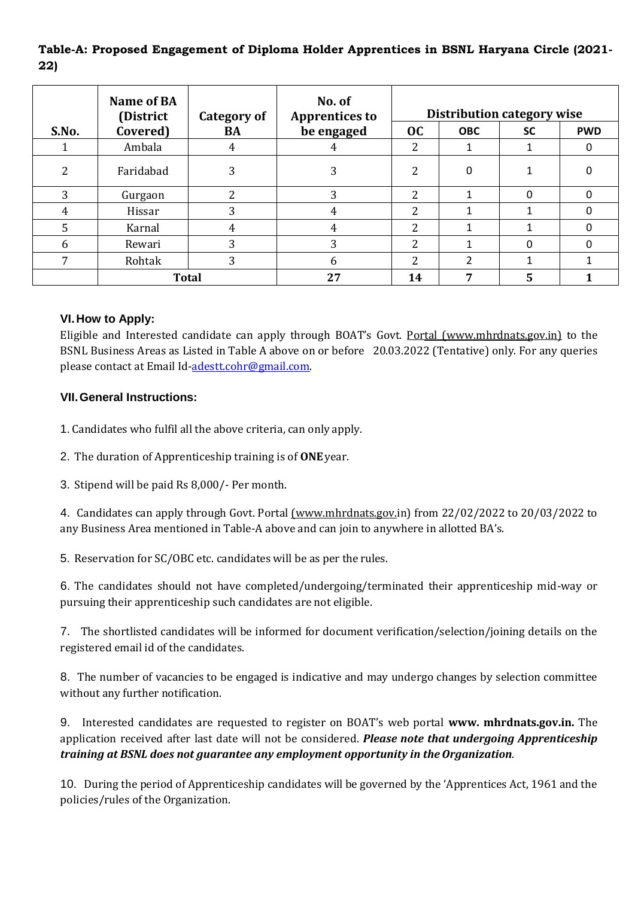**Table-A: Proposed Engagement of Diploma Holder Apprentices in BSNL Haryana Circle (2021-22)**

| S.No. | Name of BA (District Covered) | Category of BA | No. of Apprentices to be engaged | Distribution category wise | | | |
|---|---|---|---|---|---|---|---|
| | | | | OC | OBC | SC | PWD |
| 1 | Ambala | 4 | 4 | 2 | 1 | 1 | 0 |
| 2 | Faridabad | 3 | 3 | 2 | 0 | 1 | 0 |
| 3 | Gurgaon | 2 | 3 | 2 | 1 | 0 | 0 |
| 4 | Hissar | 3 | 4 | 2 | 1 | 1 | 0 |
| 5 | Karnal | 4 | 4 | 2 | 1 | 1 | 0 |
| 6 | Rewari | 3 | 3 | 2 | 1 | 0 | 0 |
| 7 | Rohtak | 3 | 6 | 2 | 2 | 1 | 1 |
| | **Total** | | **27** | **14** | **7** | **5** | **1** |

### VI. How to Apply:

Eligible and Interested candidate can apply through BOAT's Govt. Portal (www.mhrdnats.gov.in) to the BSNL Business Areas as Listed in Table A above on or before 20.03.2022 (Tentative) only. For any queries please contact at Email Id-adestt.cohr@gmail.com.

### VII. General Instructions:

1. Candidates who fulfil all the above criteria, can only apply.

2. The duration of Apprenticeship training is of **ONE** year.

3. Stipend will be paid Rs 8,000/- Per month.

4. Candidates can apply through Govt. Portal (www.mhrdnats.gov.in) from 22/02/2022 to 20/03/2022 to any Business Area mentioned in Table-A above and can join to anywhere in allotted BA's.

5. Reservation for SC/OBC etc. candidates will be as per the rules.

6. The candidates should not have completed/undergoing/terminated their apprenticeship mid-way or pursuing their apprenticeship such candidates are not eligible.

7. The shortlisted candidates will be informed for document verification/selection/joining details on the registered email id of the candidates.

8. The number of vacancies to be engaged is indicative and may undergo changes by selection committee without any further notification.

9. Interested candidates are requested to register on BOAT's web portal **www. mhrdnats.gov.in.** The application received after last date will not be considered. ***Please note that undergoing Apprenticeship training at BSNL does not guarantee any employment opportunity in the Organization***.

10. During the period of Apprenticeship candidates will be governed by the 'Apprentices Act, 1961 and the policies/rules of the Organization.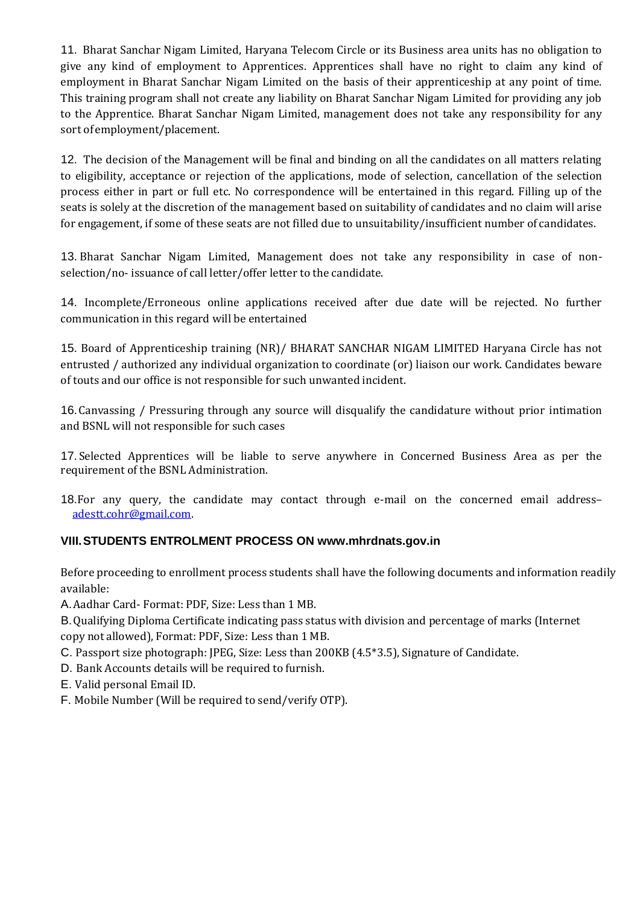11. Bharat Sanchar Nigam Limited, Haryana Telecom Circle or its Business area units has no obligation to give any kind of employment to Apprentices. Apprentices shall have no right to claim any kind of employment in Bharat Sanchar Nigam Limited on the basis of their apprenticeship at any point of time. This training program shall not create any liability on Bharat Sanchar Nigam Limited for providing any job to the Apprentice. Bharat Sanchar Nigam Limited, management does not take any responsibility for any sort of employment/placement.

12. The decision of the Management will be final and binding on all the candidates on all matters relating to eligibility, acceptance or rejection of the applications, mode of selection, cancellation of the selection process either in part or full etc. No correspondence will be entertained in this regard. Filling up of the seats is solely at the discretion of the management based on suitability of candidates and no claim will arise for engagement, if some of these seats are not filled due to unsuitability/insufficient number of candidates.

13. Bharat Sanchar Nigam Limited, Management does not take any responsibility in case of non-selection/no- issuance of call letter/offer letter to the candidate.

14. Incomplete/Erroneous online applications received after due date will be rejected. No further communication in this regard will be entertained

15. Board of Apprenticeship training (NR)/ BHARAT SANCHAR NIGAM LIMITED Haryana Circle has not entrusted / authorized any individual organization to coordinate (or) liaison our work. Candidates beware of touts and our office is not responsible for such unwanted incident.

16. Canvassing / Pressuring through any source will disqualify the candidature without prior intimation and BSNL will not responsible for such cases

17. Selected Apprentices will be liable to serve anywhere in Concerned Business Area as per the requirement of the BSNL Administration.

18. For any query, the candidate may contact through e-mail on the concerned email address– adestt.cohr@gmail.com.

## VIII. STUDENTS ENTROLMENT PROCESS ON www.mhrdnats.gov.in

Before proceeding to enrollment process students shall have the following documents and information readily available:

A. Aadhar Card- Format: PDF, Size: Less than 1 MB.

B. Qualifying Diploma Certificate indicating pass status with division and percentage of marks (Internet copy not allowed), Format: PDF, Size: Less than 1 MB.

C. Passport size photograph: JPEG, Size: Less than 200KB (4.5*3.5), Signature of Candidate.

D. Bank Accounts details will be required to furnish.

E. Valid personal Email ID.

F. Mobile Number (Will be required to send/verify OTP).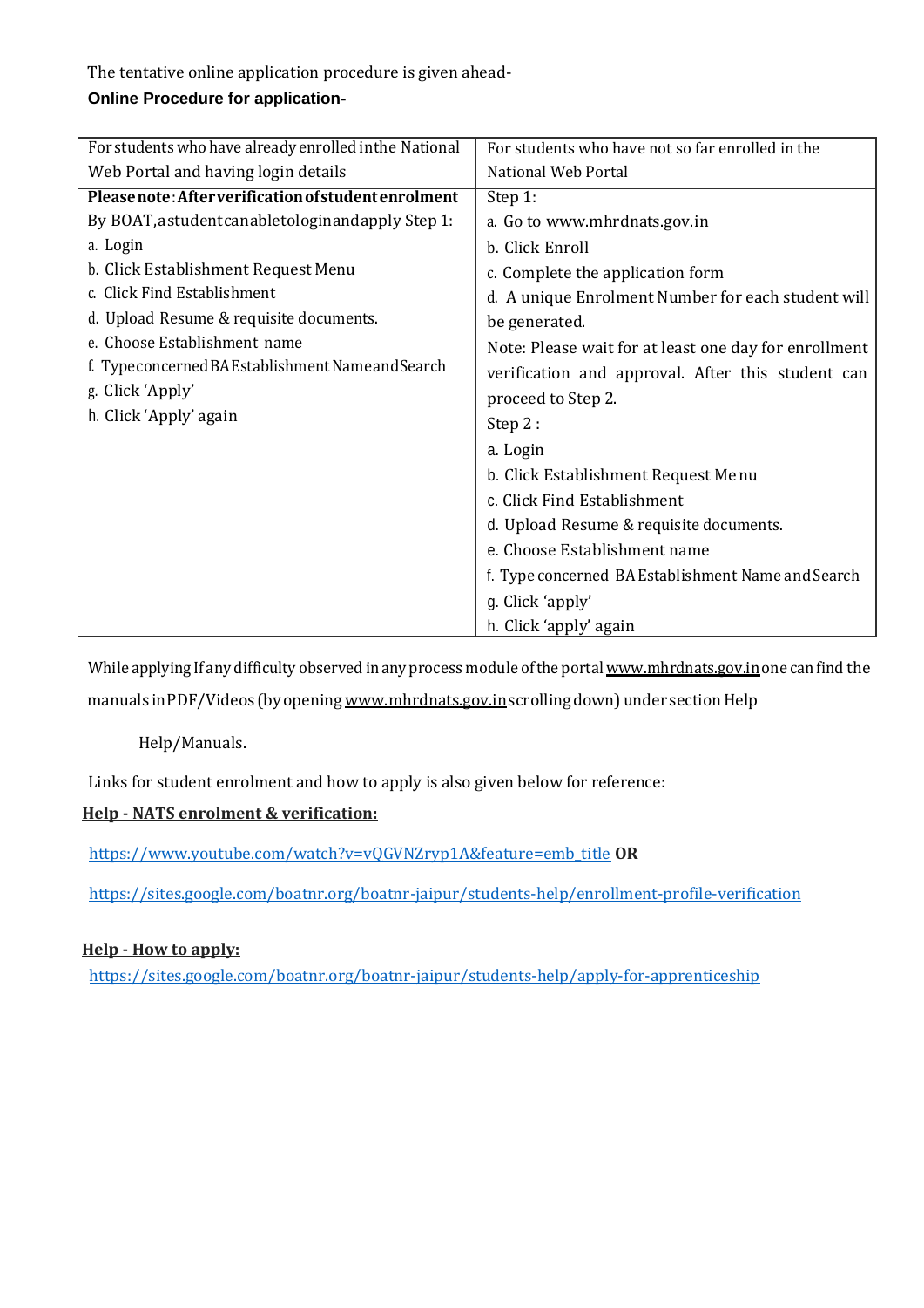The tentative online application procedure is given ahead-

**Online Procedure for application-**

| For students who have already enrolled in the National Web Portal and having login details | For students who have not so far enrolled in the National Web Portal |
|---|---|
| **Please note: After verification of student enrolment** By BOAT, a student can able to login and apply Step 1:<br>a. Login<br>b. Click Establishment Request Menu<br>c. Click Find Establishment<br>d. Upload Resume & requisite documents.<br>e. Choose Establishment name<br>f. Type concerned BA Establishment Name and Search<br>g. Click 'Apply'<br>h. Click 'Apply' again | Step 1:<br>a. Go to www.mhrdnats.gov.in<br>b. Click Enroll<br>c. Complete the application form<br>d. A unique Enrolment Number for each student will be generated.<br>Note: Please wait for at least one day for enrollment verification and approval. After this student can proceed to Step 2.<br>Step 2 :<br>a. Login<br>b. Click Establishment Request Me nu<br>c. Click Find Establishment<br>d. Upload Resume & requisite documents.<br>e. Choose Establishment name<br>f. Type concerned BA Establishment Name and Search<br>g. Click 'apply'<br>h. Click 'apply' again |

While applying If any difficulty observed in any process module of the portal www.mhrdnats.gov.in one can find the manuals in PDF/Videos (by opening www.mhrdnats.gov.in scrolling down) under section Help

Help/Manuals.

Links for student enrolment and how to apply is also given below for reference:

**Help - NATS enrolment & verification:**

https://www.youtube.com/watch?v=vQGVNZryp1A&feature=emb_title **OR**

https://sites.google.com/boatnr.org/boatnr-jaipur/students-help/enrollment-profile-verification

**Help - How to apply:**

https://sites.google.com/boatnr.org/boatnr-jaipur/students-help/apply-for-apprenticeship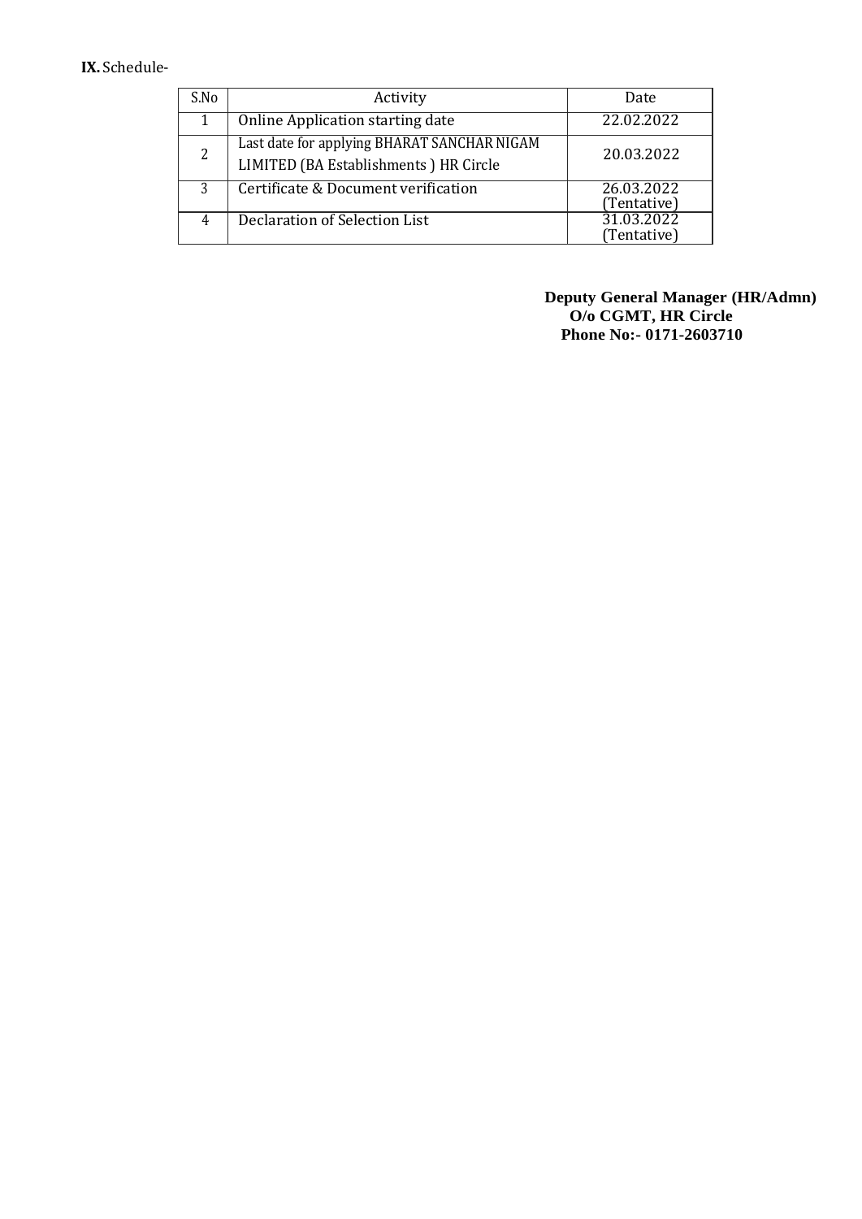**IX.** Schedule-

| S.No | Activity | Date |
|---|---|---|
| 1 | Online Application starting date | 22.02.2022 |
| 2 | Last date for applying BHARAT SANCHAR NIGAM LIMITED (BA Establishments ) HR Circle | 20.03.2022 |
| 3 | Certificate & Document verification | 26.03.2022 (Tentative) |
| 4 | Declaration of Selection List | 31.03.2022 (Tentative) |

**Deputy General Manager (HR/Admn)**
**O/o CGMT, HR Circle**
**Phone No:- 0171-2603710**